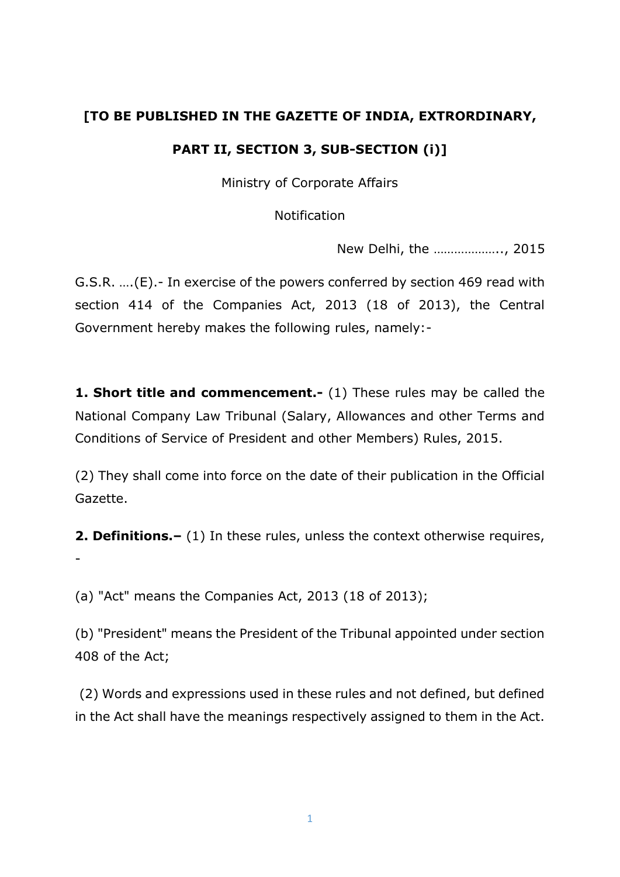**[TO BE PUBLISHED IN THE GAZETTE OF INDIA, EXTRORDINARY,**

**PART II, SECTION 3, SUB-SECTION (i)]**

Ministry of Corporate Affairs

Notification

New Delhi, the ……………….., 2015

G.S.R. ….(E).- In exercise of the powers conferred by section 469 read with section 414 of the Companies Act, 2013 (18 of 2013), the Central Government hereby makes the following rules, namely:-

**1. Short title and commencement.-** (1) These rules may be called the National Company Law Tribunal (Salary, Allowances and other Terms and Conditions of Service of President and other Members) Rules, 2015.

(2) They shall come into force on the date of their publication in the Official Gazette.

**2. Definitions.–** (1) In these rules, unless the context otherwise requires, -

(a) "Act" means the Companies Act, 2013 (18 of 2013);

(b) "President" means the President of the Tribunal appointed under section 408 of the Act;

(2) Words and expressions used in these rules and not defined, but defined in the Act shall have the meanings respectively assigned to them in the Act.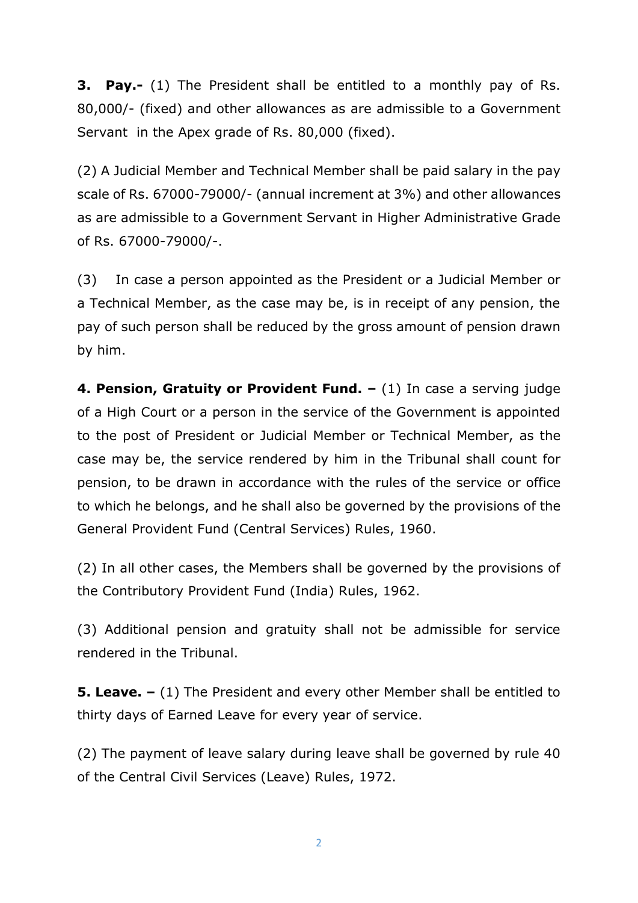**3. Pay.-** (1) The President shall be entitled to a monthly pay of Rs. 80,000/- (fixed) and other allowances as are admissible to a Government Servant in the Apex grade of Rs. 80,000 (fixed).

(2) A Judicial Member and Technical Member shall be paid salary in the pay scale of Rs. 67000-79000/- (annual increment at 3%) and other allowances as are admissible to a Government Servant in Higher Administrative Grade of Rs. 67000-79000/-.

(3) In case a person appointed as the President or a Judicial Member or a Technical Member, as the case may be, is in receipt of any pension, the pay of such person shall be reduced by the gross amount of pension drawn by him.

**4. Pension, Gratuity or Provident Fund. –** (1) In case a serving judge of a High Court or a person in the service of the Government is appointed to the post of President or Judicial Member or Technical Member, as the case may be, the service rendered by him in the Tribunal shall count for pension, to be drawn in accordance with the rules of the service or office to which he belongs, and he shall also be governed by the provisions of the General Provident Fund (Central Services) Rules, 1960.

(2) In all other cases, the Members shall be governed by the provisions of the Contributory Provident Fund (India) Rules, 1962.

(3) Additional pension and gratuity shall not be admissible for service rendered in the Tribunal.

**5. Leave. –** (1) The President and every other Member shall be entitled to thirty days of Earned Leave for every year of service.

(2) The payment of leave salary during leave shall be governed by rule 40 of the Central Civil Services (Leave) Rules, 1972.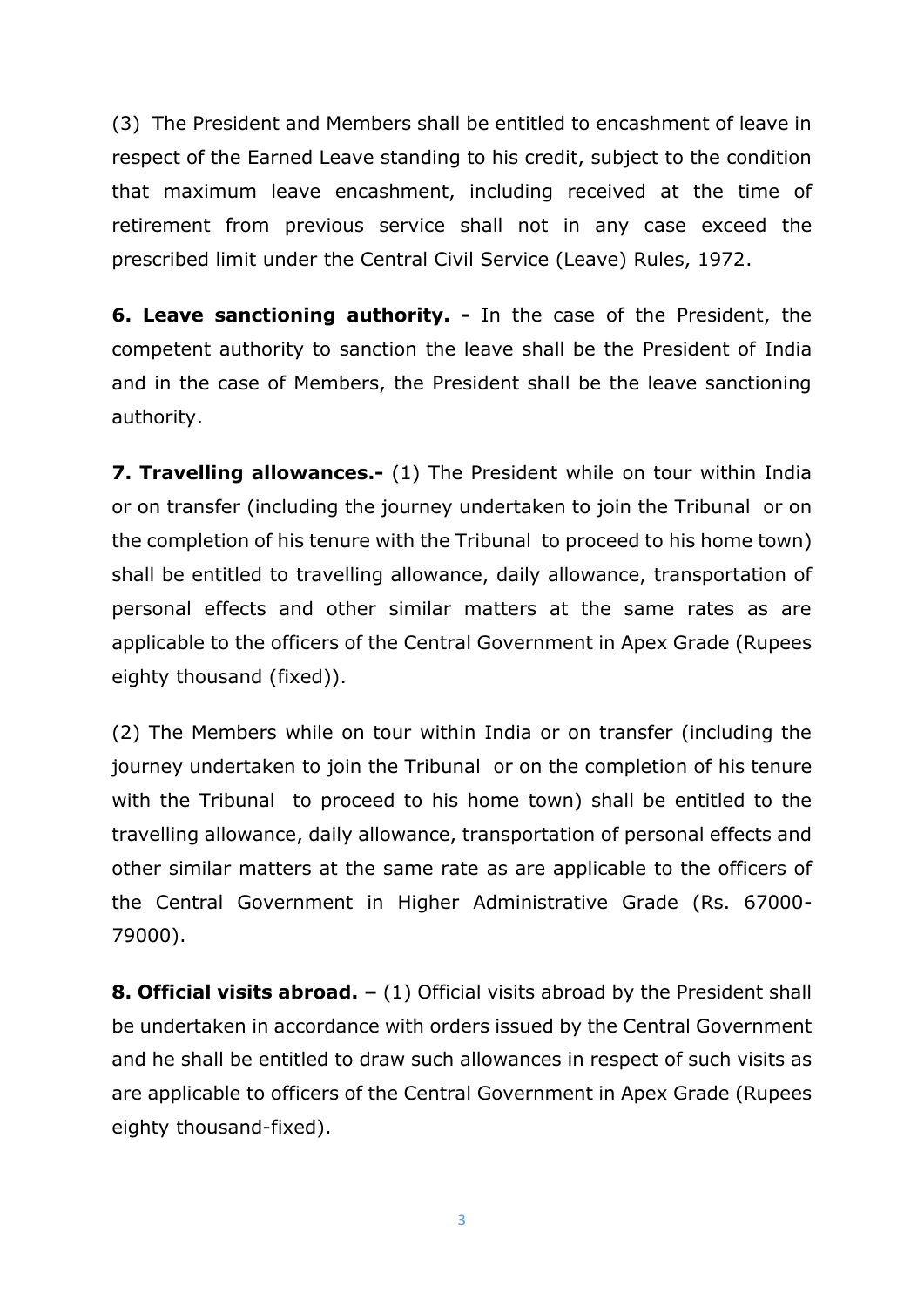(3) The President and Members shall be entitled to encashment of leave in respect of the Earned Leave standing to his credit, subject to the condition that maximum leave encashment, including received at the time of retirement from previous service shall not in any case exceed the prescribed limit under the Central Civil Service (Leave) Rules, 1972.

**6. Leave sanctioning authority. -** In the case of the President, the competent authority to sanction the leave shall be the President of India and in the case of Members, the President shall be the leave sanctioning authority.

**7. Travelling allowances.-** (1) The President while on tour within India or on transfer (including the journey undertaken to join the Tribunal or on the completion of his tenure with the Tribunal to proceed to his home town) shall be entitled to travelling allowance, daily allowance, transportation of personal effects and other similar matters at the same rates as are applicable to the officers of the Central Government in Apex Grade (Rupees eighty thousand (fixed)).

(2) The Members while on tour within India or on transfer (including the journey undertaken to join the Tribunal or on the completion of his tenure with the Tribunal to proceed to his home town) shall be entitled to the travelling allowance, daily allowance, transportation of personal effects and other similar matters at the same rate as are applicable to the officers of the Central Government in Higher Administrative Grade (Rs. 67000-79000).

**8. Official visits abroad. –** (1) Official visits abroad by the President shall be undertaken in accordance with orders issued by the Central Government and he shall be entitled to draw such allowances in respect of such visits as are applicable to officers of the Central Government in Apex Grade (Rupees eighty thousand-fixed).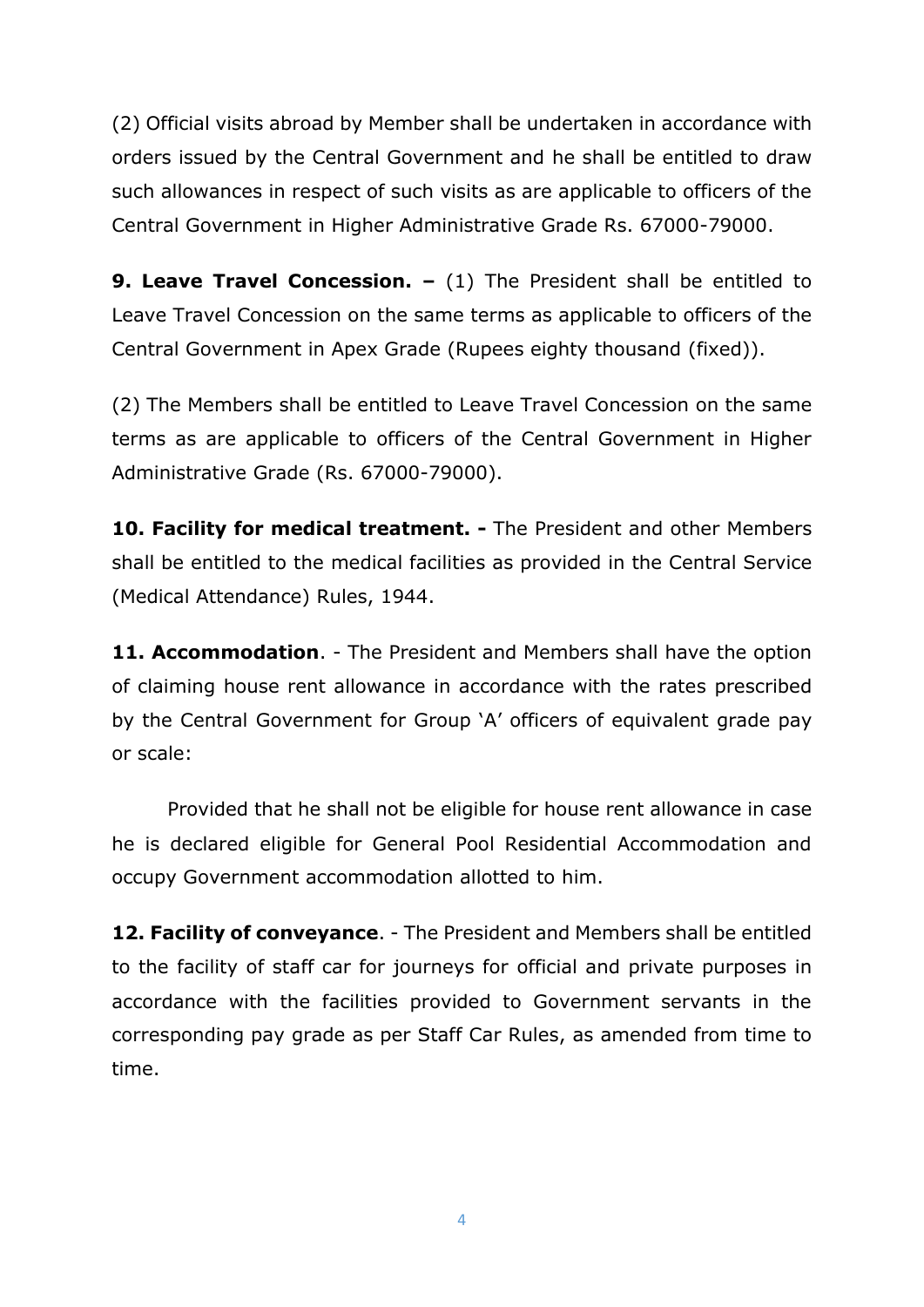(2) Official visits abroad by Member shall be undertaken in accordance with orders issued by the Central Government and he shall be entitled to draw such allowances in respect of such visits as are applicable to officers of the Central Government in Higher Administrative Grade Rs. 67000-79000.

**9. Leave Travel Concession. –** (1) The President shall be entitled to Leave Travel Concession on the same terms as applicable to officers of the Central Government in Apex Grade (Rupees eighty thousand (fixed)).

(2) The Members shall be entitled to Leave Travel Concession on the same terms as are applicable to officers of the Central Government in Higher Administrative Grade (Rs. 67000-79000).

**10. Facility for medical treatment. -** The President and other Members shall be entitled to the medical facilities as provided in the Central Service (Medical Attendance) Rules, 1944.

**11. Accommodation**. - The President and Members shall have the option of claiming house rent allowance in accordance with the rates prescribed by the Central Government for Group 'A' officers of equivalent grade pay or scale:

Provided that he shall not be eligible for house rent allowance in case he is declared eligible for General Pool Residential Accommodation and occupy Government accommodation allotted to him.

**12. Facility of conveyance**. - The President and Members shall be entitled to the facility of staff car for journeys for official and private purposes in accordance with the facilities provided to Government servants in the corresponding pay grade as per Staff Car Rules, as amended from time to time.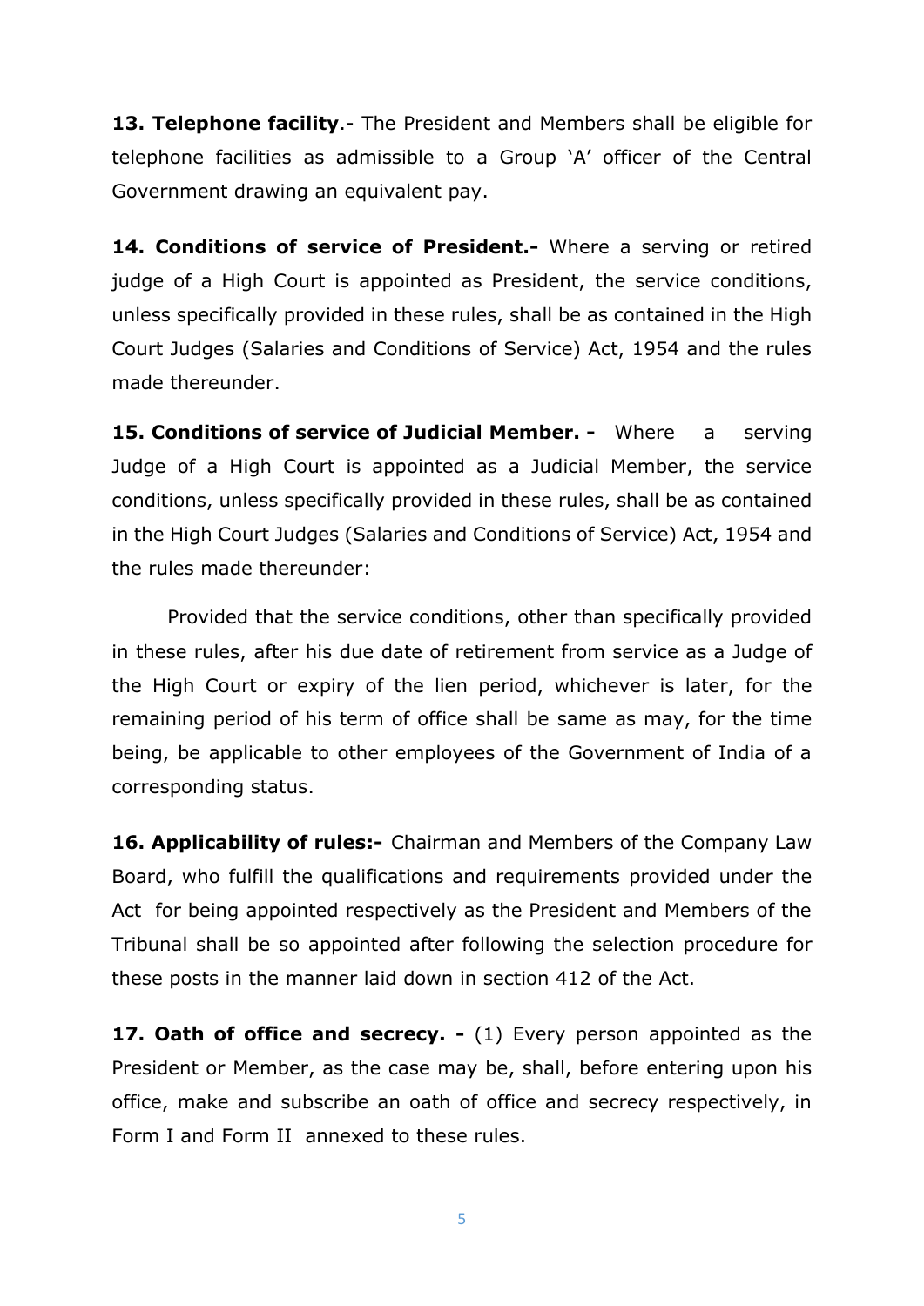**13. Telephone facility**.- The President and Members shall be eligible for telephone facilities as admissible to a Group 'A' officer of the Central Government drawing an equivalent pay.

**14. Conditions of service of President.-** Where a serving or retired judge of a High Court is appointed as President, the service conditions, unless specifically provided in these rules, shall be as contained in the High Court Judges (Salaries and Conditions of Service) Act, 1954 and the rules made thereunder.

**15. Conditions of service of Judicial Member. -** Where a serving Judge of a High Court is appointed as a Judicial Member, the service conditions, unless specifically provided in these rules, shall be as contained in the High Court Judges (Salaries and Conditions of Service) Act, 1954 and the rules made thereunder:

Provided that the service conditions, other than specifically provided in these rules, after his due date of retirement from service as a Judge of the High Court or expiry of the lien period, whichever is later, for the remaining period of his term of office shall be same as may, for the time being, be applicable to other employees of the Government of India of a corresponding status.

**16. Applicability of rules:-** Chairman and Members of the Company Law Board, who fulfill the qualifications and requirements provided under the Act for being appointed respectively as the President and Members of the Tribunal shall be so appointed after following the selection procedure for these posts in the manner laid down in section 412 of the Act.

**17. Oath of office and secrecy. -** (1) Every person appointed as the President or Member, as the case may be, shall, before entering upon his office, make and subscribe an oath of office and secrecy respectively, in Form I and Form II annexed to these rules.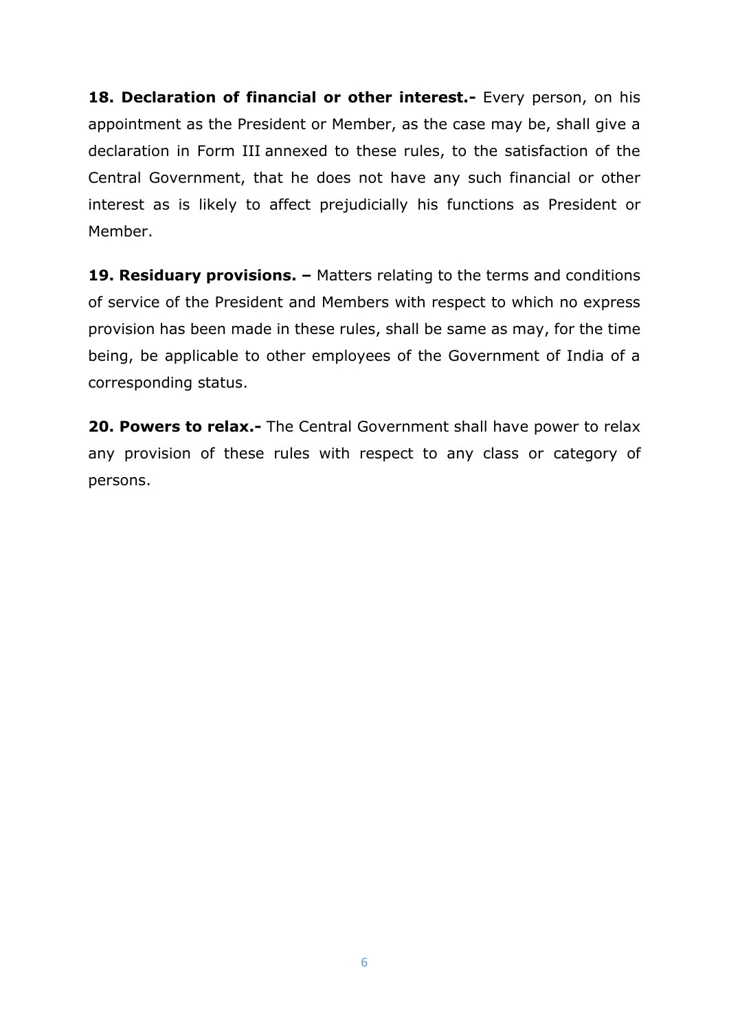**18. Declaration of financial or other interest.-** Every person, on his appointment as the President or Member, as the case may be, shall give a declaration in Form III annexed to these rules, to the satisfaction of the Central Government, that he does not have any such financial or other interest as is likely to affect prejudicially his functions as President or Member.

**19. Residuary provisions. –** Matters relating to the terms and conditions of service of the President and Members with respect to which no express provision has been made in these rules, shall be same as may, for the time being, be applicable to other employees of the Government of India of a corresponding status.

**20. Powers to relax.-** The Central Government shall have power to relax any provision of these rules with respect to any class or category of persons.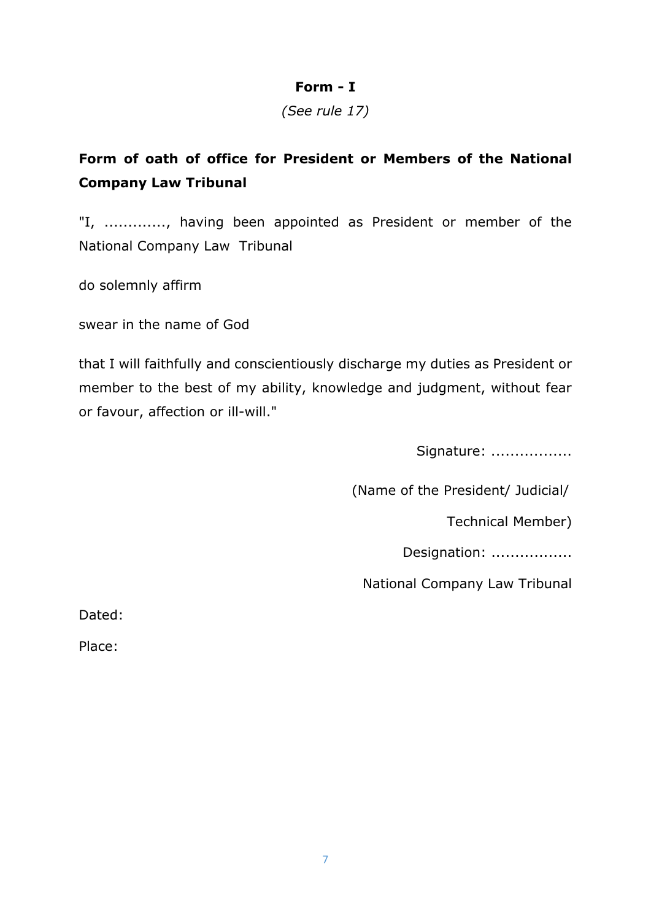**Form - I**

*(See rule 17)*

**Form of oath of office for President or Members of the National Company Law Tribunal**

"I, ............., having been appointed as President or member of the National Company Law Tribunal

do solemnly affirm

swear in the name of God

that I will faithfully and conscientiously discharge my duties as President or member to the best of my ability, knowledge and judgment, without fear or favour, affection or ill-will."

Signature: .................

(Name of the President/ Judicial/

Technical Member)

Designation: .................

National Company Law Tribunal

Dated:

Place: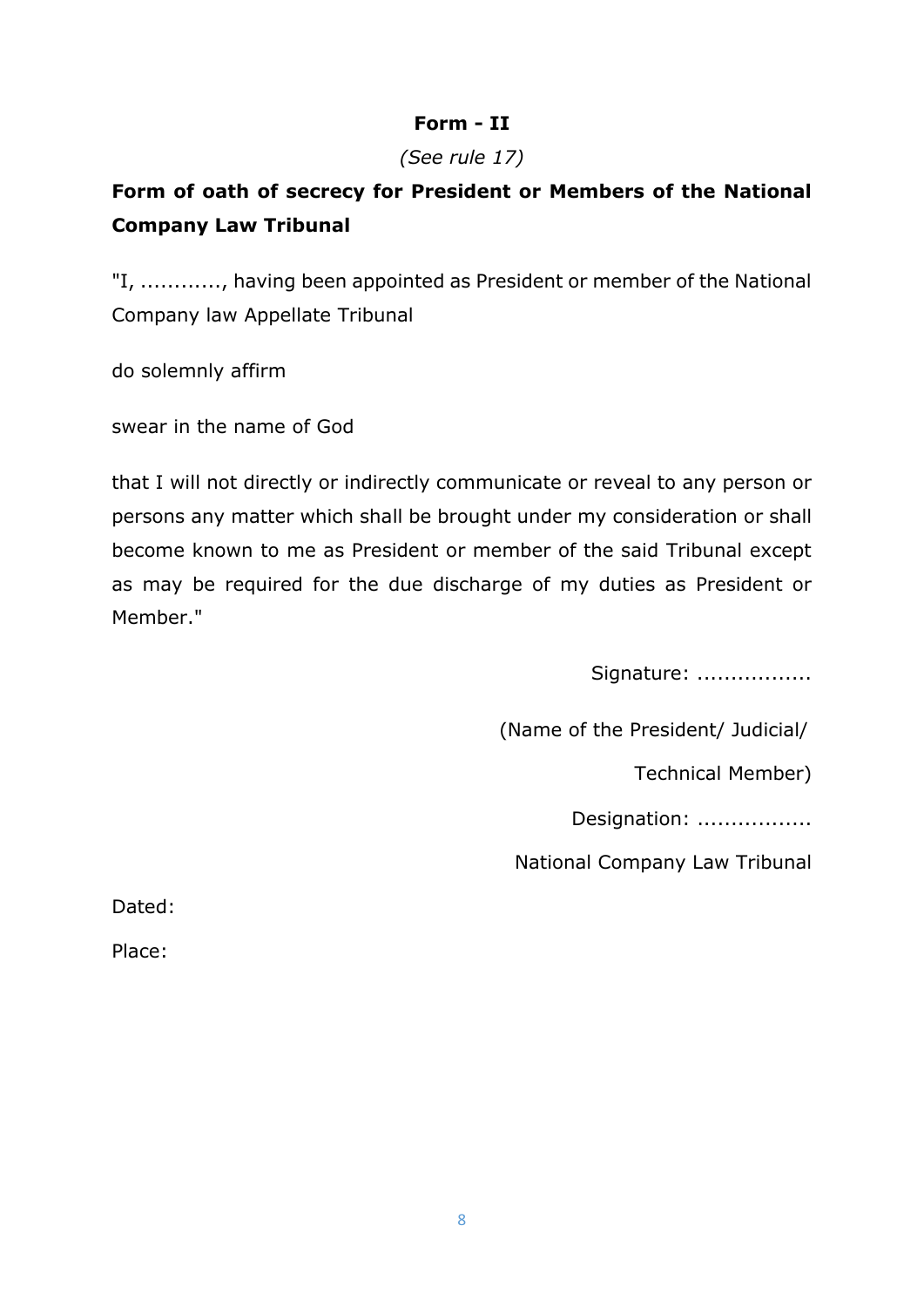**Form - II**

*(See rule 17)*

**Form of oath of secrecy for President or Members of the National Company Law Tribunal**

"I, ..........., having been appointed as President or member of the National Company law Appellate Tribunal

do solemnly affirm

swear in the name of God

that I will not directly or indirectly communicate or reveal to any person or persons any matter which shall be brought under my consideration or shall become known to me as President or member of the said Tribunal except as may be required for the due discharge of my duties as President or Member."

Signature: ................

(Name of the President/ Judicial/ Technical Member)

Designation: ................

National Company Law Tribunal

Dated:

Place: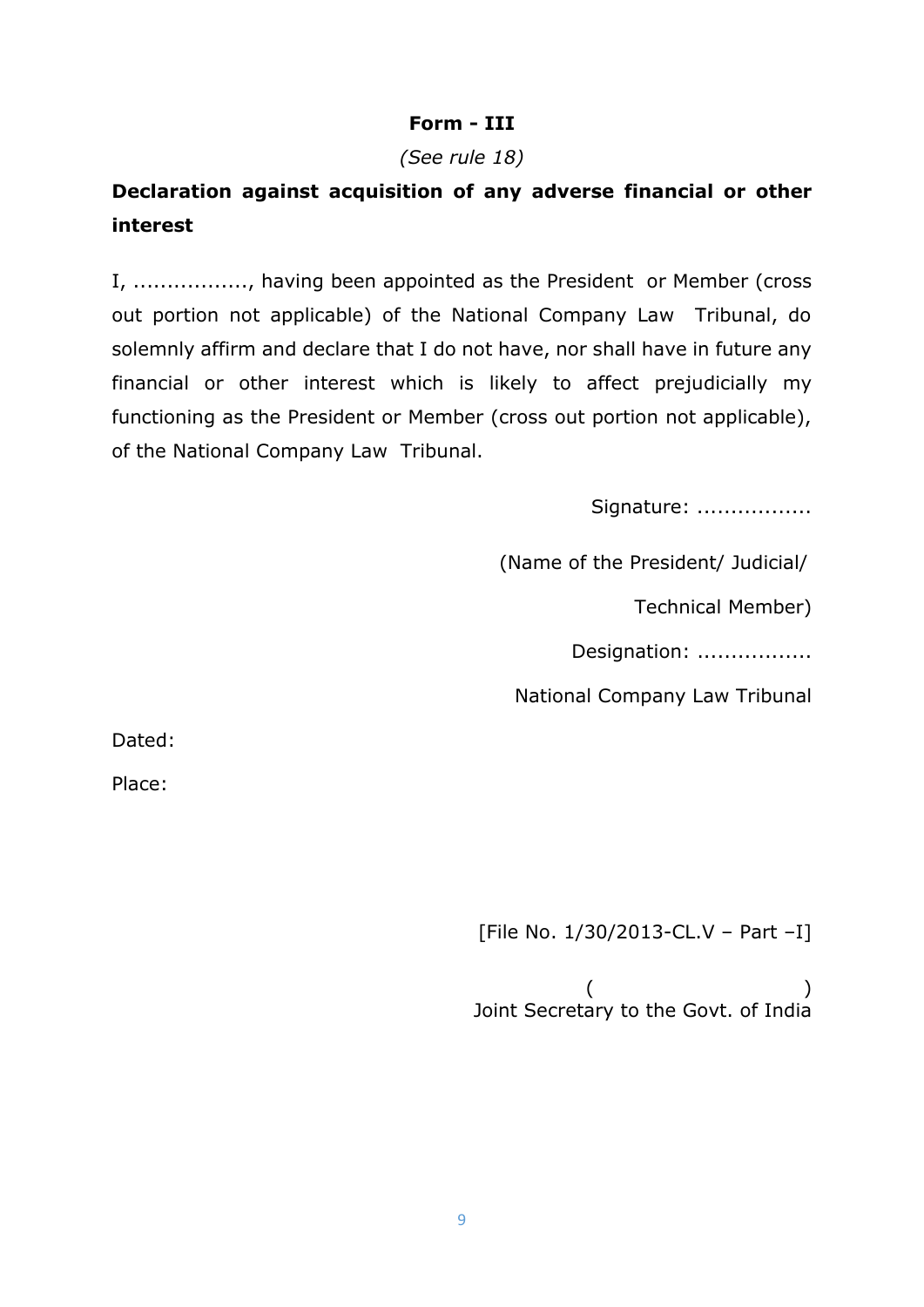**Form - III**

*(See rule 18)*

**Declaration against acquisition of any adverse financial or other interest**

I, ................., having been appointed as the President or Member (cross out portion not applicable) of the National Company Law Tribunal, do solemnly affirm and declare that I do not have, nor shall have in future any financial or other interest which is likely to affect prejudicially my functioning as the President or Member (cross out portion not applicable), of the National Company Law Tribunal.

Signature: .................

(Name of the President/ Judicial/

Technical Member)

Designation: .................

National Company Law Tribunal

Dated:

Place:

[File No. 1/30/2013-CL.V – Part –I]

( )
Joint Secretary to the Govt. of India